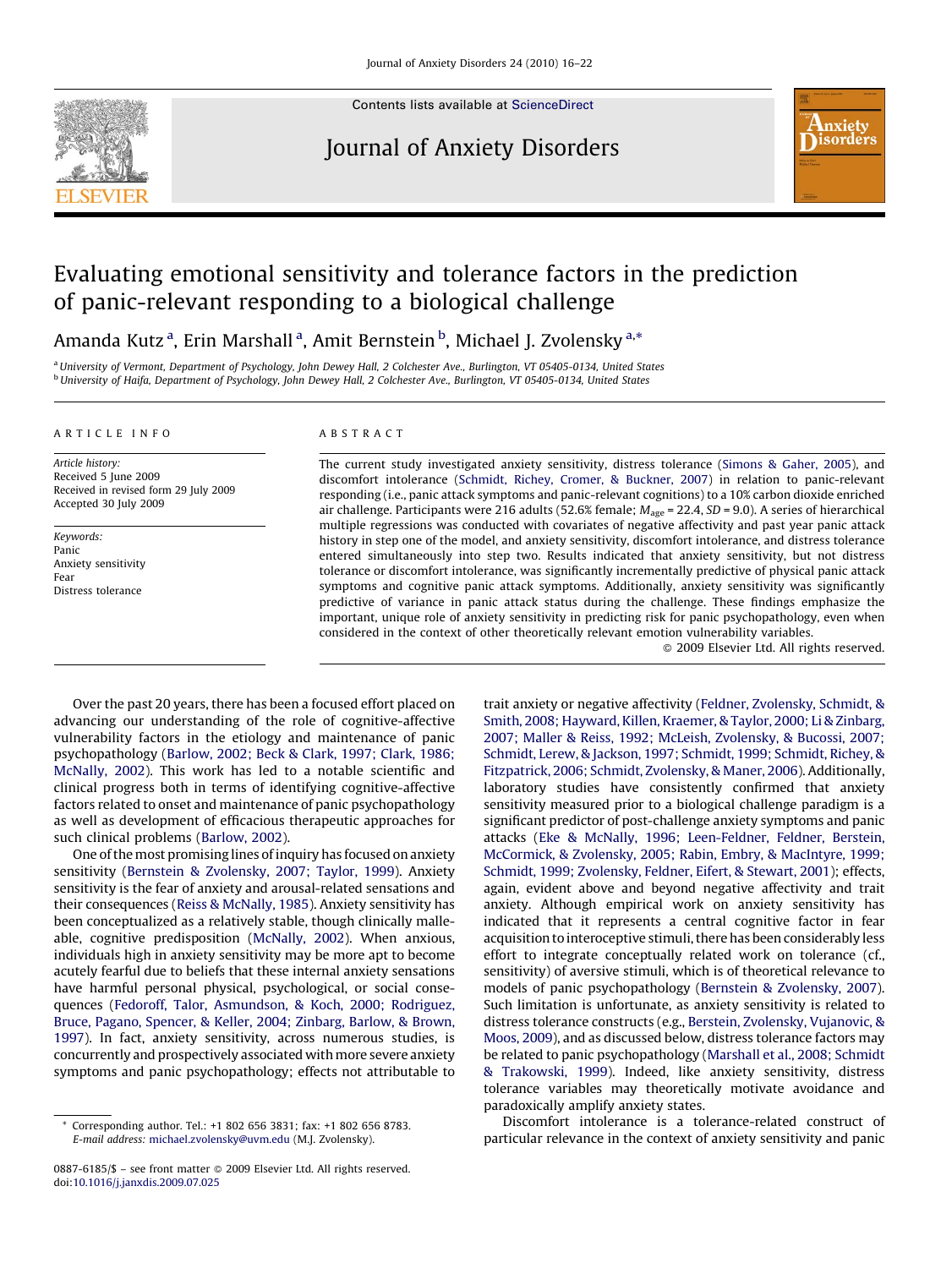# Evaluating emotional sensitivity and tolerance factors in the prediction of panic-relevant responding to a biological challenge

Amanda Kutz [a], Erin Marshall [a], Amit Bernstein [b], Michael J. Zvolensky [a,*]

[a] University of Vermont, Department of Psychology, John Dewey Hall, 2 Colchester Ave., Burlington, VT 05405-0134, United States
[b] University of Haifa, Department of Psychology, John Dewey Hall, 2 Colchester Ave., Burlington, VT 05405-0134, United States

**ARTICLE INFO**

*Article history:*
Received 5 June 2009
Received in revised form 29 July 2009
Accepted 30 July 2009

*Keywords:*
Panic
Anxiety sensitivity
Fear
Distress tolerance

**ABSTRACT**

The current study investigated anxiety sensitivity, distress tolerance (Simons & Gaher, 2005), and discomfort intolerance (Schmidt, Richey, Cromer, & Buckner, 2007) in relation to panic-relevant responding (i.e., panic attack symptoms and panic-relevant cognitions) to a 10% carbon dioxide enriched air challenge. Participants were 216 adults (52.6% female; $M_{age}$ = 22.4, $SD$ = 9.0). A series of hierarchical multiple regressions was conducted with covariates of negative affectivity and past year panic attack history in step one of the model, and anxiety sensitivity, discomfort intolerance, and distress tolerance entered simultaneously into step two. Results indicated that anxiety sensitivity, but not distress tolerance or discomfort intolerance, was significantly incrementally predictive of physical panic attack symptoms and cognitive panic attack symptoms. Additionally, anxiety sensitivity was significantly predictive of variance in panic attack status during the challenge. These findings emphasize the important, unique role of anxiety sensitivity in predicting risk for panic psychopathology, even when considered in the context of other theoretically relevant emotion vulnerability variables.

© 2009 Elsevier Ltd. All rights reserved.

Over the past 20 years, there has been a focused effort placed on advancing our understanding of the role of cognitive-affective vulnerability factors in the etiology and maintenance of panic psychopathology (Barlow, 2002; Beck & Clark, 1997; Clark, 1986; McNally, 2002). This work has led to a notable scientific and clinical progress both in terms of identifying cognitive-affective factors related to onset and maintenance of panic psychopathology as well as development of efficacious therapeutic approaches for such clinical problems (Barlow, 2002).

One of the most promising lines of inquiry has focused on anxiety sensitivity (Bernstein & Zvolensky, 2007; Taylor, 1999). Anxiety sensitivity is the fear of anxiety and arousal-related sensations and their consequences (Reiss & McNally, 1985). Anxiety sensitivity has been conceptualized as a relatively stable, though clinically malleable, cognitive predisposition (McNally, 2002). When anxious, individuals high in anxiety sensitivity may be more apt to become acutely fearful due to beliefs that these internal anxiety sensations have harmful personal physical, psychological, or social consequences (Fedoroff, Talor, Asmundson, & Koch, 2000; Rodriguez, Bruce, Pagano, Spencer, & Keller, 2004; Zinbarg, Barlow, & Brown, 1997). In fact, anxiety sensitivity, across numerous studies, is concurrently and prospectively associated with more severe anxiety symptoms and panic psychopathology; effects not attributable to trait anxiety or negative affectivity (Feldner, Zvolensky, Schmidt, & Smith, 2008; Hayward, Killen, Kraemer, & Taylor, 2000; Li & Zinbarg, 2007; Maller & Reiss, 1992; McLeish, Zvolensky, & Bucossi, 2007; Schmidt, Lerew, & Jackson, 1997; Schmidt, 1999; Schmidt, Richey, & Fitzpatrick, 2006; Schmidt, Zvolensky, & Maner, 2006). Additionally, laboratory studies have consistently confirmed that anxiety sensitivity measured prior to a biological challenge paradigm is a significant predictor of post-challenge anxiety symptoms and panic attacks (Eke & McNally, 1996; Leen-Feldner, Feldner, Berstein, McCormick, & Zvolensky, 2005; Rabin, Embry, & MacIntyre, 1999; Schmidt, 1999; Zvolensky, Feldner, Eifert, & Stewart, 2001); effects, again, evident above and beyond negative affectivity and trait anxiety. Although empirical work on anxiety sensitivity has indicated that it represents a central cognitive factor in fear acquisition to interoceptive stimuli, there has been considerably less effort to integrate conceptually related work on tolerance (cf., sensitivity) of aversive stimuli, which is of theoretical relevance to models of panic psychopathology (Bernstein & Zvolensky, 2007). Such limitation is unfortunate, as anxiety sensitivity is related to distress tolerance constructs (e.g., Berstein, Zvolensky, Vujanovic, & Moos, 2009), and as discussed below, distress tolerance factors may be related to panic psychopathology (Marshall et al., 2008; Schmidt & Trakowski, 1999). Indeed, like anxiety sensitivity, distress tolerance variables may theoretically motivate avoidance and paradoxically amplify anxiety states.

Discomfort intolerance is a tolerance-related construct of particular relevance in the context of anxiety sensitivity and panic

* Corresponding author. Tel.: +1 802 656 3831; fax: +1 802 656 8783. E-mail address: michael.zvolensky@uvm.edu (M.J. Zvolensky).

0887-6185/$ – see front matter © 2009 Elsevier Ltd. All rights reserved.
doi:10.1016/j.janxdis.2009.07.025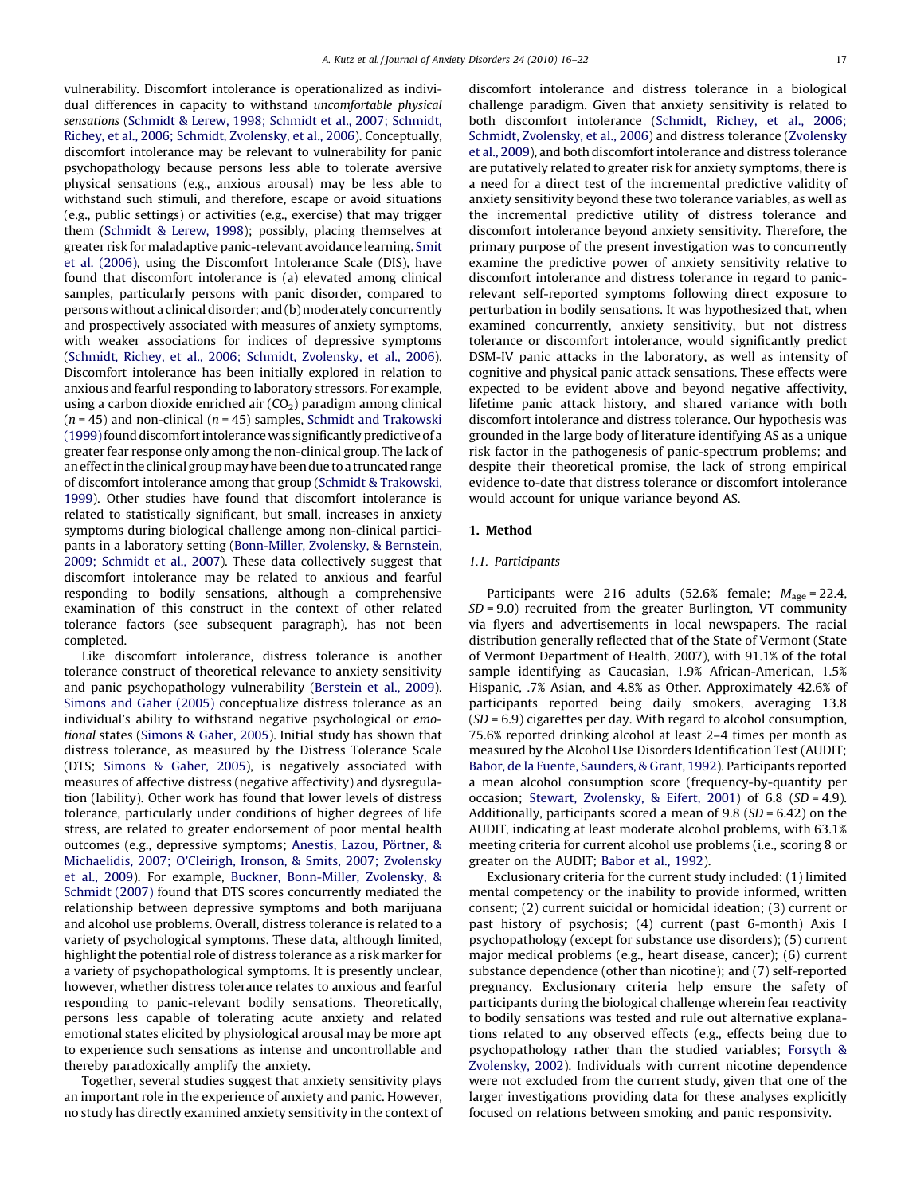vulnerability. Discomfort intolerance is operationalized as individual differences in capacity to withstand *uncomfortable physical sensations* (Schmidt & Lerew, 1998; Schmidt et al., 2007; Schmidt, Richey, et al., 2006; Schmidt, Zvolensky, et al., 2006). Conceptually, discomfort intolerance may be relevant to vulnerability for panic psychopathology because persons less able to tolerate aversive physical sensations (e.g., anxious arousal) may be less able to withstand such stimuli, and therefore, escape or avoid situations (e.g., public settings) or activities (e.g., exercise) that may trigger them (Schmidt & Lerew, 1998); possibly, placing themselves at greater risk for maladaptive panic-relevant avoidance learning. Smit et al. (2006), using the Discomfort Intolerance Scale (DIS), have found that discomfort intolerance is (a) elevated among clinical samples, particularly persons with panic disorder, compared to persons without a clinical disorder; and (b) moderately concurrently and prospectively associated with measures of anxiety symptoms, with weaker associations for indices of depressive symptoms (Schmidt, Richey, et al., 2006; Schmidt, Zvolensky, et al., 2006). Discomfort intolerance has been initially explored in relation to anxious and fearful responding to laboratory stressors. For example, using a carbon dioxide enriched air ($CO_2$) paradigm among clinical ($n = 45$) and non-clinical ($n = 45$) samples, Schmidt and Trakowski (1999) found discomfort intolerance was significantly predictive of a greater fear response only among the non-clinical group. The lack of an effect in the clinical group may have been due to a truncated range of discomfort intolerance among that group (Schmidt & Trakowski, 1999). Other studies have found that discomfort intolerance is related to statistically significant, but small, increases in anxiety symptoms during biological challenge among non-clinical participants in a laboratory setting (Bonn-Miller, Zvolensky, & Bernstein, 2009; Schmidt et al., 2007). These data collectively suggest that discomfort intolerance may be related to anxious and fearful responding to bodily sensations, although a comprehensive examination of this construct in the context of other related tolerance factors (see subsequent paragraph), has not been completed.

Like discomfort intolerance, distress tolerance is another tolerance construct of theoretical relevance to anxiety sensitivity and panic psychopathology vulnerability (Berstein et al., 2009). Simons and Gaher (2005) conceptualize distress tolerance as an individual's ability to withstand negative psychological or *emotional* states (Simons & Gaher, 2005). Initial study has shown that distress tolerance, as measured by the Distress Tolerance Scale (DTS; Simons & Gaher, 2005), is negatively associated with measures of affective distress (negative affectivity) and dysregulation (lability). Other work has found that lower levels of distress tolerance, particularly under conditions of higher degrees of life stress, are related to greater endorsement of poor mental health outcomes (e.g., depressive symptoms; Anestis, Lazou, Pörtner, & Michaelidis, 2007; O'Cleirigh, Ironson, & Smits, 2007; Zvolensky et al., 2009). For example, Buckner, Bonn-Miller, Zvolensky, & Schmidt (2007) found that DTS scores concurrently mediated the relationship between depressive symptoms and both marijuana and alcohol use problems. Overall, distress tolerance is related to a variety of psychological symptoms. These data, although limited, highlight the potential role of distress tolerance as a risk marker for a variety of psychopathological symptoms. It is presently unclear, however, whether distress tolerance relates to anxious and fearful responding to panic-relevant bodily sensations. Theoretically, persons less capable of tolerating acute anxiety and related emotional states elicited by physiological arousal may be more apt to experience such sensations as intense and uncontrollable and thereby paradoxically amplify the anxiety.

Together, several studies suggest that anxiety sensitivity plays an important role in the experience of anxiety and panic. However, no study has directly examined anxiety sensitivity in the context of discomfort intolerance and distress tolerance in a biological challenge paradigm. Given that anxiety sensitivity is related to both discomfort intolerance (Schmidt, Richey, et al., 2006; Schmidt, Zvolensky, et al., 2006) and distress tolerance (Zvolensky et al., 2009), and both discomfort intolerance and distress tolerance are putatively related to greater risk for anxiety symptoms, there is a need for a direct test of the incremental predictive validity of anxiety sensitivity beyond these two tolerance variables, as well as the incremental predictive utility of distress tolerance and discomfort intolerance beyond anxiety sensitivity. Therefore, the primary purpose of the present investigation was to concurrently examine the predictive power of anxiety sensitivity relative to discomfort intolerance and distress tolerance in regard to panic-relevant self-reported symptoms following direct exposure to perturbation in bodily sensations. It was hypothesized that, when examined concurrently, anxiety sensitivity, but not distress tolerance or discomfort intolerance, would significantly predict DSM-IV panic attacks in the laboratory, as well as intensity of cognitive and physical panic attack sensations. These effects were expected to be evident above and beyond negative affectivity, lifetime panic attack history, and shared variance with both discomfort intolerance and distress tolerance. Our hypothesis was grounded in the large body of literature identifying AS as a unique risk factor in the pathogenesis of panic-spectrum problems; and despite their theoretical promise, the lack of strong empirical evidence to-date that distress tolerance or discomfort intolerance would account for unique variance beyond AS.

## 1. Method

### 1.1. Participants

Participants were 216 adults (52.6% female; $M_{age} = 22.4$, $SD = 9.0$) recruited from the greater Burlington, VT community via flyers and advertisements in local newspapers. The racial distribution generally reflected that of the State of Vermont (State of Vermont Department of Health, 2007), with 91.1% of the total sample identifying as Caucasian, 1.9% African-American, 1.5% Hispanic, .7% Asian, and 4.8% as Other. Approximately 42.6% of participants reported being daily smokers, averaging 13.8 ($SD = 6.9$) cigarettes per day. With regard to alcohol consumption, 75.6% reported drinking alcohol at least 2–4 times per month as measured by the Alcohol Use Disorders Identification Test (AUDIT; Babor, de la Fuente, Saunders, & Grant, 1992). Participants reported a mean alcohol consumption score (frequency-by-quantity per occasion; Stewart, Zvolensky, & Eifert, 2001) of 6.8 ($SD = 4.9$). Additionally, participants scored a mean of 9.8 ($SD = 6.42$) on the AUDIT, indicating at least moderate alcohol problems, with 63.1% meeting criteria for current alcohol use problems (i.e., scoring 8 or greater on the AUDIT; Babor et al., 1992).

Exclusionary criteria for the current study included: (1) limited mental competency or the inability to provide informed, written consent; (2) current suicidal or homicidal ideation; (3) current or past history of psychosis; (4) current (past 6-month) Axis I psychopathology (except for substance use disorders); (5) current major medical problems (e.g., heart disease, cancer); (6) current substance dependence (other than nicotine); and (7) self-reported pregnancy. Exclusionary criteria help ensure the safety of participants during the biological challenge wherein fear reactivity to bodily sensations was tested and rule out alternative explanations related to any observed effects (e.g., effects being due to psychopathology rather than the studied variables; Forsyth & Zvolensky, 2002). Individuals with current nicotine dependence were not excluded from the current study, given that one of the larger investigations providing data for these analyses explicitly focused on relations between smoking and panic responsivity.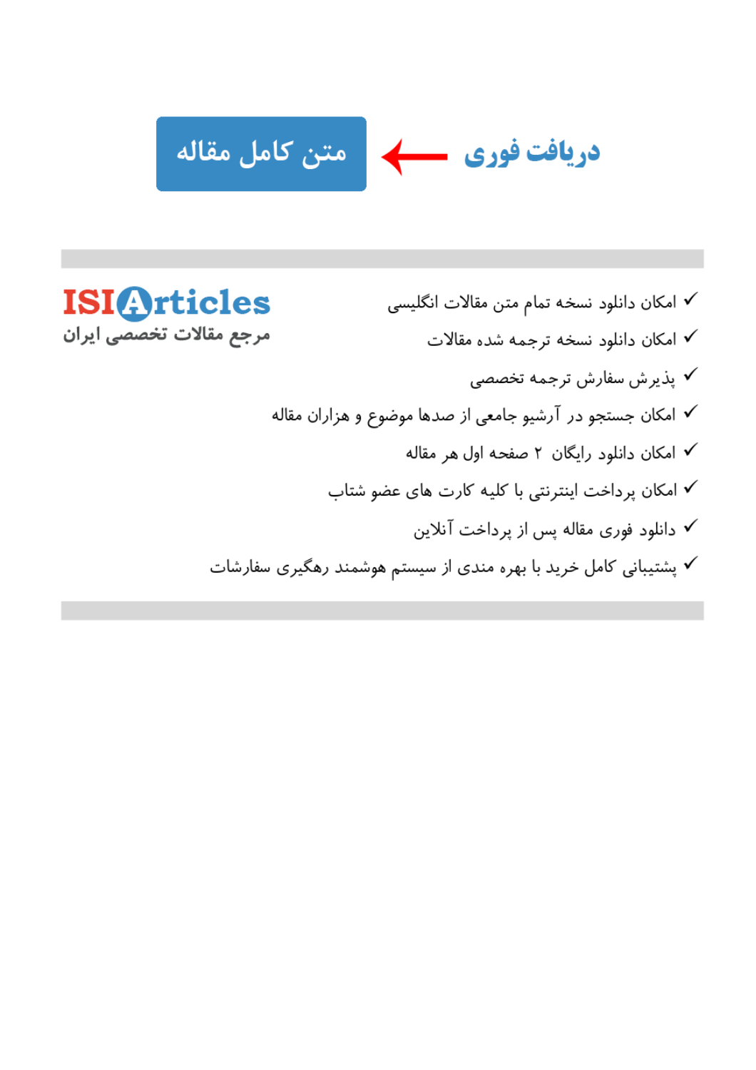دریافت فوری ← **متن کامل مقاله**

**ISIArticles**
مرجع مقالات تخصصی ایران

- ✓ امکان دانلود نسخه تمام متن مقالات انگلیسی
- ✓ امکان دانلود نسخه ترجمه شده مقالات
- ✓ پذیرش سفارش ترجمه تخصصی
- ✓ امکان جستجو در آرشیو جامعی از صدها موضوع و هزاران مقاله
- ✓ امکان دانلود رایگان ۲ صفحه اول هر مقاله
- ✓ امکان پرداخت اینترنتی با کلیه کارت های عضو شتاب
- ✓ دانلود فوری مقاله پس از پرداخت آنلاین
- ✓ پشتیبانی کامل خرید با بهره مندی از سیستم هوشمند رهگیری سفارشات